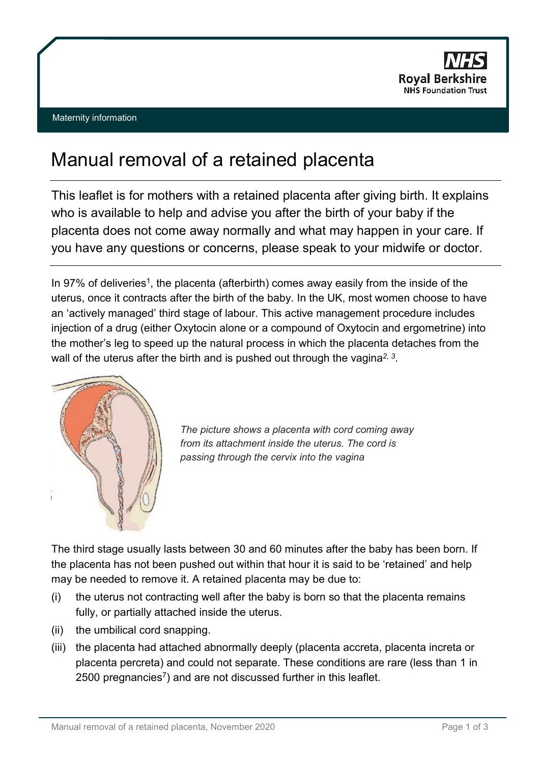Maternity information

# Manual removal of a retained placenta

This leaflet is for mothers with a retained placenta after giving birth. It explains who is available to help and advise you after the birth of your baby if the placenta does not come away normally and what may happen in your care. If you have any questions or concerns, please speak to your midwife or doctor.

In 97% of deliveries[1], the placenta (afterbirth) comes away easily from the inside of the uterus, once it contracts after the birth of the baby. In the UK, most women choose to have an 'actively managed' third stage of labour. This active management procedure includes injection of a drug (either Oxytocin alone or a compound of Oxytocin and ergometrine) into the mother's leg to speed up the natural process in which the placenta detaches from the wall of the uterus after the birth and is pushed out through the vagina[2, 3].

*The picture shows a placenta with cord coming away from its attachment inside the uterus. The cord is passing through the cervix into the vagina*

The third stage usually lasts between 30 and 60 minutes after the baby has been born. If the placenta has not been pushed out within that hour it is said to be 'retained' and help may be needed to remove it. A retained placenta may be due to:

(i) the uterus not contracting well after the baby is born so that the placenta remains fully, or partially attached inside the uterus.

(ii) the umbilical cord snapping.

(iii) the placenta had attached abnormally deeply (placenta accreta, placenta increta or placenta percreta) and could not separate. These conditions are rare (less than 1 in 2500 pregnancies[7]) and are not discussed further in this leaflet.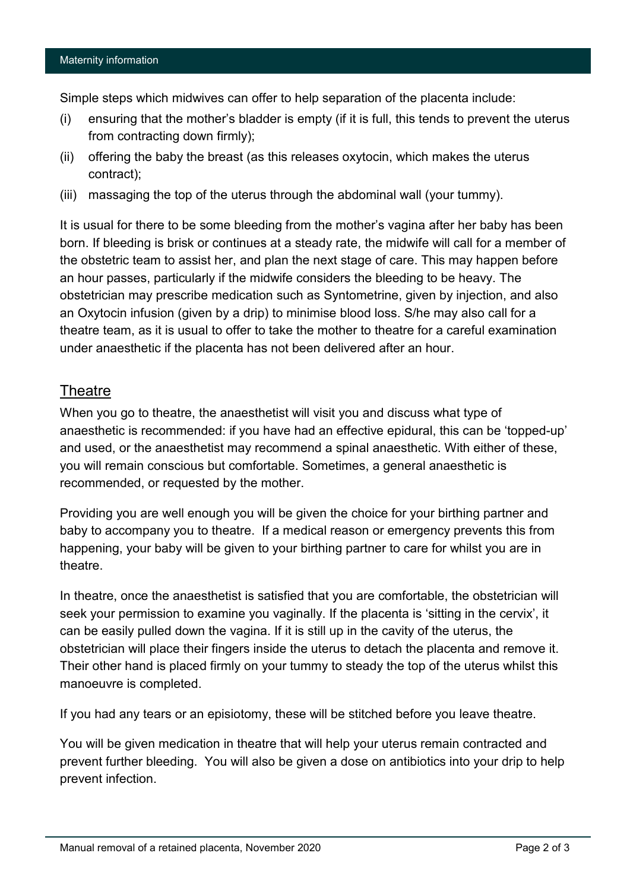Simple steps which midwives can offer to help separation of the placenta include:

(i) ensuring that the mother's bladder is empty (if it is full, this tends to prevent the uterus from contracting down firmly);

(ii) offering the baby the breast (as this releases oxytocin, which makes the uterus contract);

(iii) massaging the top of the uterus through the abdominal wall (your tummy).

It is usual for there to be some bleeding from the mother's vagina after her baby has been born. If bleeding is brisk or continues at a steady rate, the midwife will call for a member of the obstetric team to assist her, and plan the next stage of care. This may happen before an hour passes, particularly if the midwife considers the bleeding to be heavy. The obstetrician may prescribe medication such as Syntometrine, given by injection, and also an Oxytocin infusion (given by a drip) to minimise blood loss. S/he may also call for a theatre team, as it is usual to offer to take the mother to theatre for a careful examination under anaesthetic if the placenta has not been delivered after an hour.

## Theatre

When you go to theatre, the anaesthetist will visit you and discuss what type of anaesthetic is recommended: if you have had an effective epidural, this can be 'topped-up' and used, or the anaesthetist may recommend a spinal anaesthetic. With either of these, you will remain conscious but comfortable. Sometimes, a general anaesthetic is recommended, or requested by the mother.

Providing you are well enough you will be given the choice for your birthing partner and baby to accompany you to theatre. If a medical reason or emergency prevents this from happening, your baby will be given to your birthing partner to care for whilst you are in theatre.

In theatre, once the anaesthetist is satisfied that you are comfortable, the obstetrician will seek your permission to examine you vaginally. If the placenta is 'sitting in the cervix', it can be easily pulled down the vagina. If it is still up in the cavity of the uterus, the obstetrician will place their fingers inside the uterus to detach the placenta and remove it. Their other hand is placed firmly on your tummy to steady the top of the uterus whilst this manoeuvre is completed.

If you had any tears or an episiotomy, these will be stitched before you leave theatre.

You will be given medication in theatre that will help your uterus remain contracted and prevent further bleeding. You will also be given a dose on antibiotics into your drip to help prevent infection.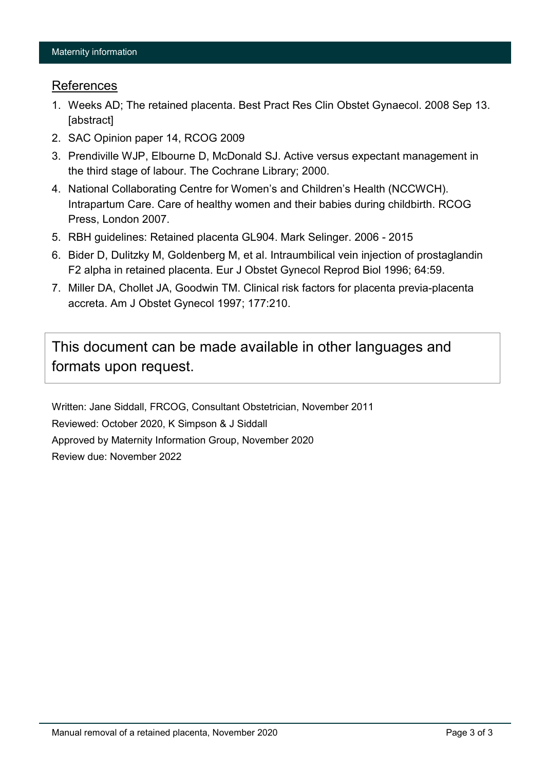## References

1. Weeks AD; The retained placenta. Best Pract Res Clin Obstet Gynaecol. 2008 Sep 13. [abstract]
2. SAC Opinion paper 14, RCOG 2009
3. Prendiville WJP, Elbourne D, McDonald SJ. Active versus expectant management in the third stage of labour. The Cochrane Library; 2000.
4. National Collaborating Centre for Women's and Children's Health (NCCWCH). Intrapartum Care. Care of healthy women and their babies during childbirth. RCOG Press, London 2007.
5. RBH guidelines: Retained placenta GL904. Mark Selinger. 2006 - 2015
6. Bider D, Dulitzky M, Goldenberg M, et al. Intraumbilical vein injection of prostaglandin F2 alpha in retained placenta. Eur J Obstet Gynecol Reprod Biol 1996; 64:59.
7. Miller DA, Chollet JA, Goodwin TM. Clinical risk factors for placenta previa-placenta accreta. Am J Obstet Gynecol 1997; 177:210.

This document can be made available in other languages and formats upon request.

Written: Jane Siddall, FRCOG, Consultant Obstetrician, November 2011

Reviewed: October 2020, K Simpson & J Siddall

Approved by Maternity Information Group, November 2020

Review due: November 2022